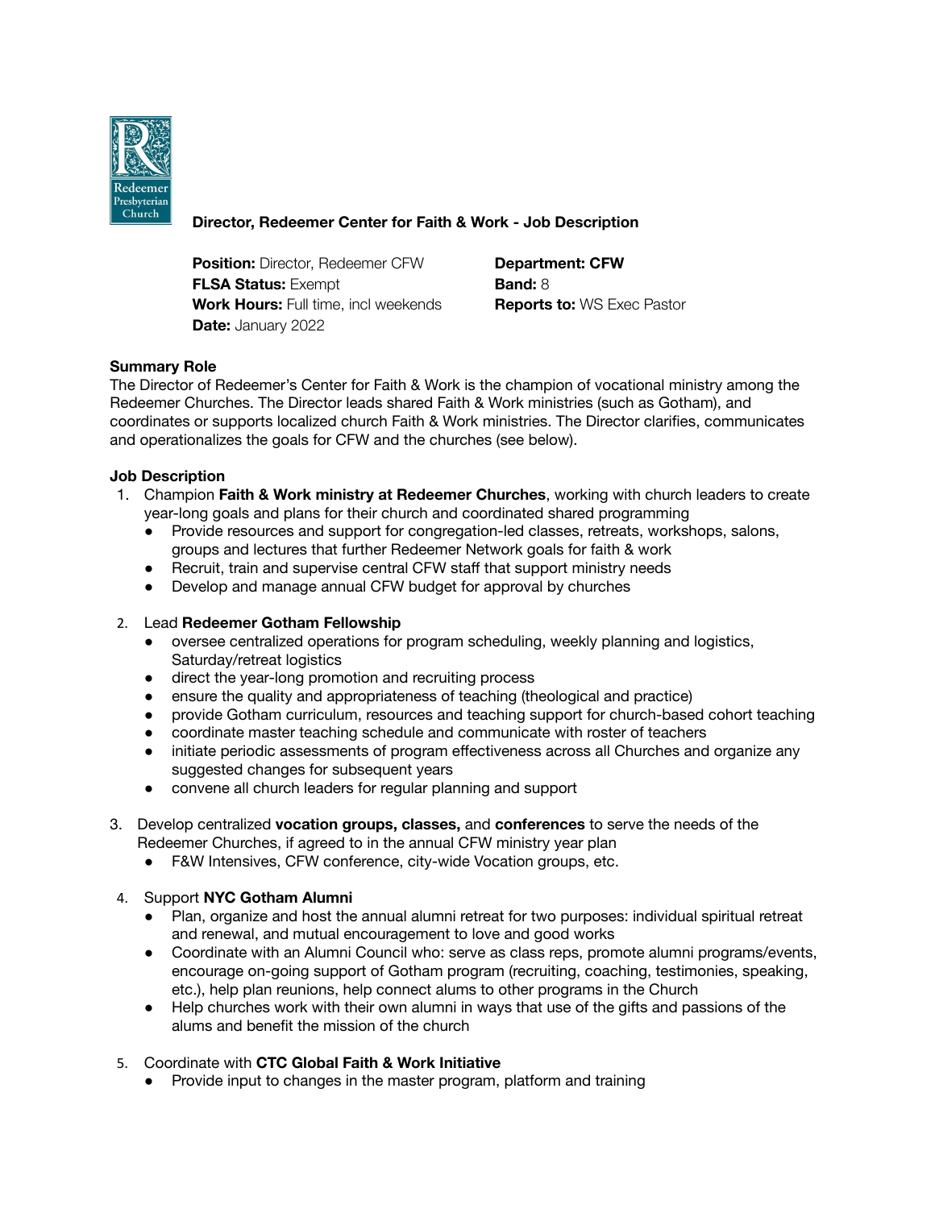## Director, Redeemer Center for Faith & Work - Job Description

**Position:** Director, Redeemer CFW
**FLSA Status:** Exempt
**Work Hours:** Full time, incl weekends
**Date:** January 2022

**Department: CFW**
**Band:** 8
**Reports to:** WS Exec Pastor

**Summary Role**

The Director of Redeemer's Center for Faith & Work is the champion of vocational ministry among the Redeemer Churches. The Director leads shared Faith & Work ministries (such as Gotham), and coordinates or supports localized church Faith & Work ministries. The Director clarifies, communicates and operationalizes the goals for CFW and the churches (see below).

**Job Description**

1. Champion **Faith & Work ministry at Redeemer Churches**, working with church leaders to create year-long goals and plans for their church and coordinated shared programming
   - Provide resources and support for congregation-led classes, retreats, workshops, salons, groups and lectures that further Redeemer Network goals for faith & work
   - Recruit, train and supervise central CFW staff that support ministry needs
   - Develop and manage annual CFW budget for approval by churches

2. Lead **Redeemer Gotham Fellowship**
   - oversee centralized operations for program scheduling, weekly planning and logistics, Saturday/retreat logistics
   - direct the year-long promotion and recruiting process
   - ensure the quality and appropriateness of teaching (theological and practice)
   - provide Gotham curriculum, resources and teaching support for church-based cohort teaching
   - coordinate master teaching schedule and communicate with roster of teachers
   - initiate periodic assessments of program effectiveness across all Churches and organize any suggested changes for subsequent years
   - convene all church leaders for regular planning and support

3. Develop centralized **vocation groups, classes,** and **conferences** to serve the needs of the Redeemer Churches, if agreed to in the annual CFW ministry year plan
   - F&W Intensives, CFW conference, city-wide Vocation groups, etc.

4. Support **NYC Gotham Alumni**
   - Plan, organize and host the annual alumni retreat for two purposes: individual spiritual retreat and renewal, and mutual encouragement to love and good works
   - Coordinate with an Alumni Council who: serve as class reps, promote alumni programs/events, encourage on-going support of Gotham program (recruiting, coaching, testimonies, speaking, etc.), help plan reunions, help connect alums to other programs in the Church
   - Help churches work with their own alumni in ways that use of the gifts and passions of the alums and benefit the mission of the church

5. Coordinate with **CTC Global Faith & Work Initiative**
   - Provide input to changes in the master program, platform and training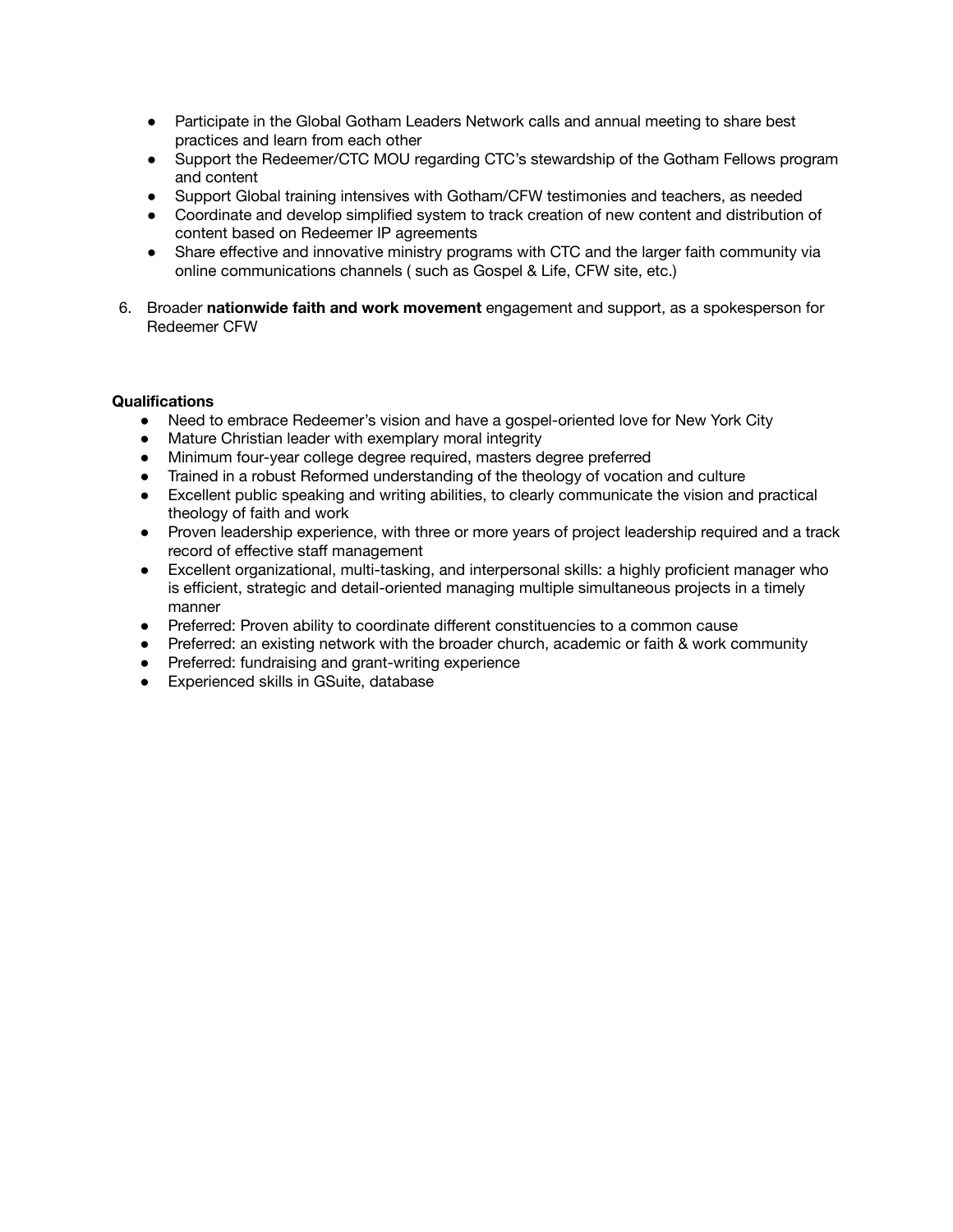- Participate in the Global Gotham Leaders Network calls and annual meeting to share best practices and learn from each other
- Support the Redeemer/CTC MOU regarding CTC's stewardship of the Gotham Fellows program and content
- Support Global training intensives with Gotham/CFW testimonies and teachers, as needed
- Coordinate and develop simplified system to track creation of new content and distribution of content based on Redeemer IP agreements
- Share effective and innovative ministry programs with CTC and the larger faith community via online communications channels ( such as Gospel & Life, CFW site, etc.)

6. Broader **nationwide faith and work movement** engagement and support, as a spokesperson for Redeemer CFW

**Qualifications**

- Need to embrace Redeemer's vision and have a gospel-oriented love for New York City
- Mature Christian leader with exemplary moral integrity
- Minimum four-year college degree required, masters degree preferred
- Trained in a robust Reformed understanding of the theology of vocation and culture
- Excellent public speaking and writing abilities, to clearly communicate the vision and practical theology of faith and work
- Proven leadership experience, with three or more years of project leadership required and a track record of effective staff management
- Excellent organizational, multi-tasking, and interpersonal skills: a highly proficient manager who is efficient, strategic and detail-oriented managing multiple simultaneous projects in a timely manner
- Preferred: Proven ability to coordinate different constituencies to a common cause
- Preferred: an existing network with the broader church, academic or faith & work community
- Preferred: fundraising and grant-writing experience
- Experienced skills in GSuite, database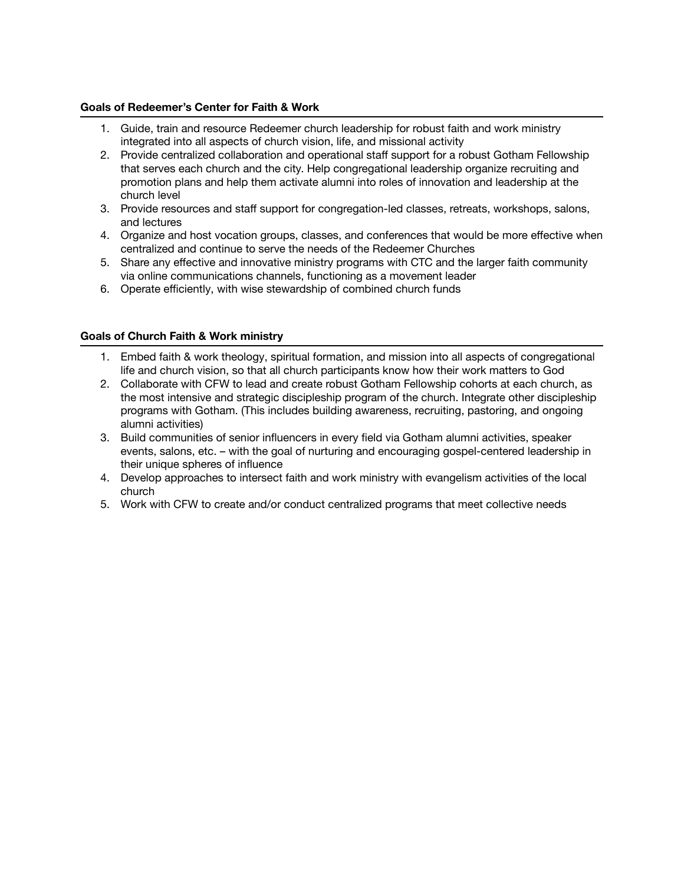**Goals of Redeemer's Center for Faith & Work**

1. Guide, train and resource Redeemer church leadership for robust faith and work ministry integrated into all aspects of church vision, life, and missional activity
2. Provide centralized collaboration and operational staff support for a robust Gotham Fellowship that serves each church and the city. Help congregational leadership organize recruiting and promotion plans and help them activate alumni into roles of innovation and leadership at the church level
3. Provide resources and staff support for congregation-led classes, retreats, workshops, salons, and lectures
4. Organize and host vocation groups, classes, and conferences that would be more effective when centralized and continue to serve the needs of the Redeemer Churches
5. Share any effective and innovative ministry programs with CTC and the larger faith community via online communications channels, functioning as a movement leader
6. Operate efficiently, with wise stewardship of combined church funds

**Goals of Church Faith & Work ministry**

1. Embed faith & work theology, spiritual formation, and mission into all aspects of congregational life and church vision, so that all church participants know how their work matters to God
2. Collaborate with CFW to lead and create robust Gotham Fellowship cohorts at each church, as the most intensive and strategic discipleship program of the church. Integrate other discipleship programs with Gotham. (This includes building awareness, recruiting, pastoring, and ongoing alumni activities)
3. Build communities of senior influencers in every field via Gotham alumni activities, speaker events, salons, etc. – with the goal of nurturing and encouraging gospel-centered leadership in their unique spheres of influence
4. Develop approaches to intersect faith and work ministry with evangelism activities of the local church
5. Work with CFW to create and/or conduct centralized programs that meet collective needs